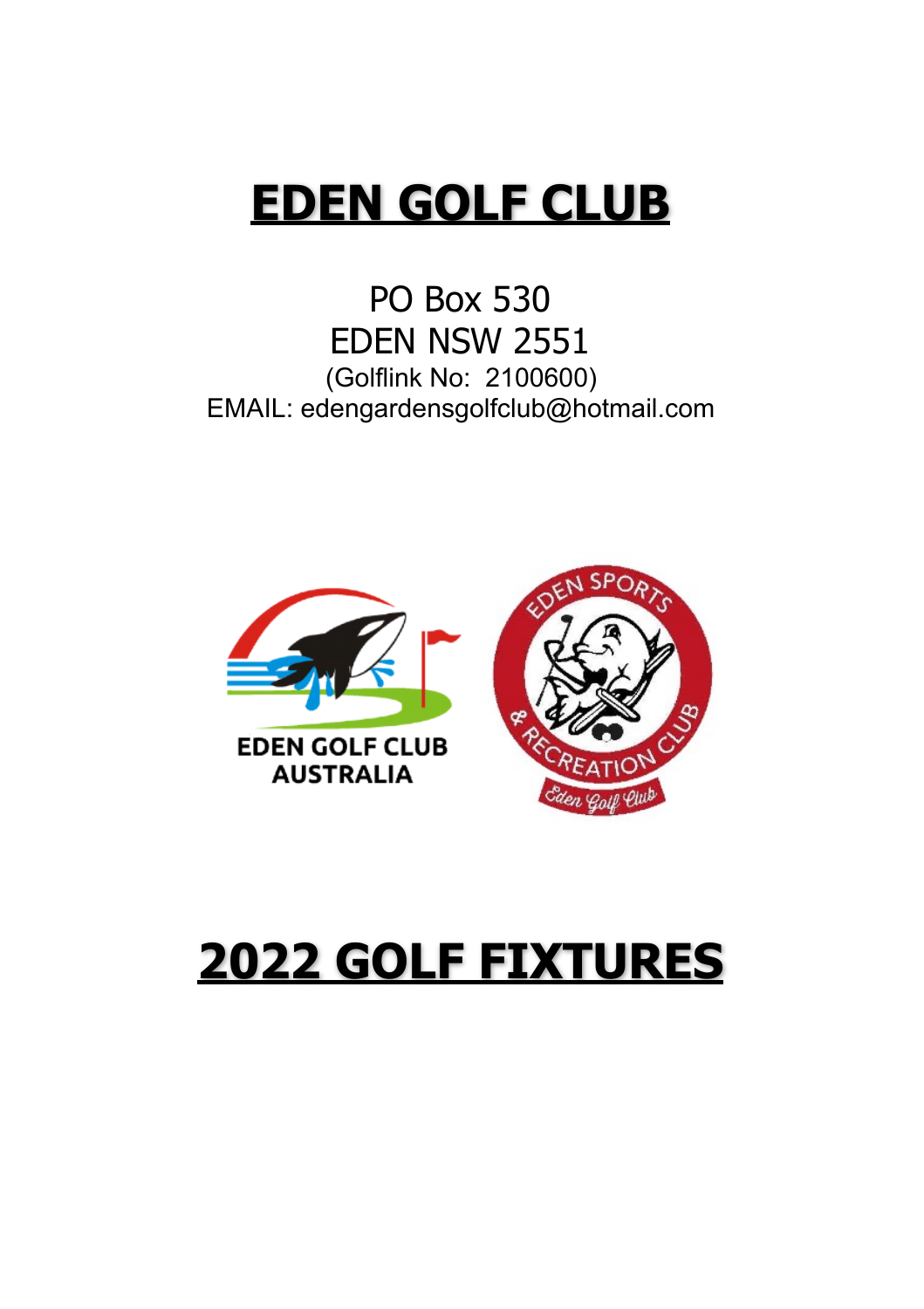# EDEN GOLF CLUB

PO Box 530
EDEN NSW 2551
(Golflink No: 2100600)
EMAIL: edengardensgolfclub@hotmail.com

# 2022 GOLF FIXTURES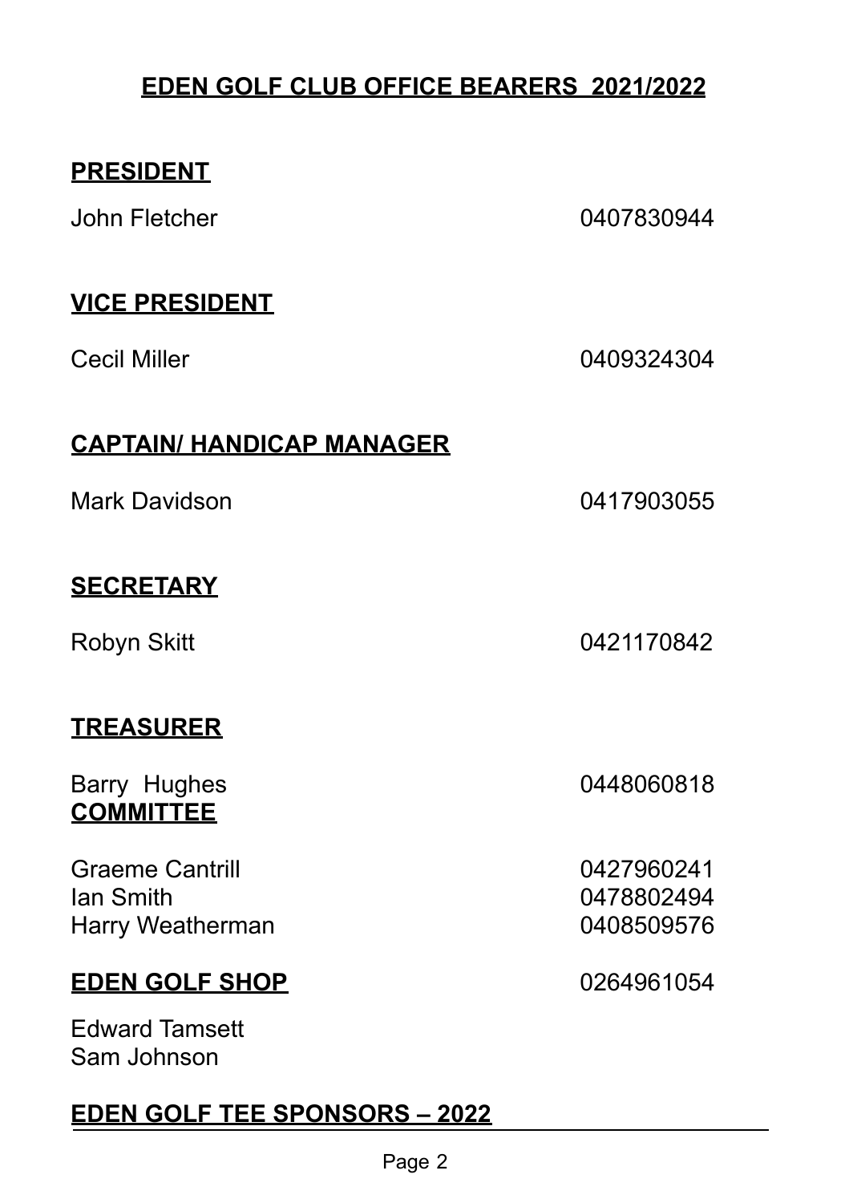# EDEN GOLF CLUB OFFICE BEARERS 2021/2022

## PRESIDENT

John Fletcher 0407830944

## VICE PRESIDENT

Cecil Miller 0409324304

## CAPTAIN/ HANDICAP MANAGER

Mark Davidson 0417903055

## SECRETARY

Robyn Skitt 0421170842

## TREASURER

Barry Hughes 0448060818

## COMMITTEE

Graeme Cantrill 0427960241
Ian Smith 0478802494
Harry Weatherman 0408509576

## EDEN GOLF SHOP 0264961054

Edward Tamsett
Sam Johnson

## EDEN GOLF TEE SPONSORS – 2022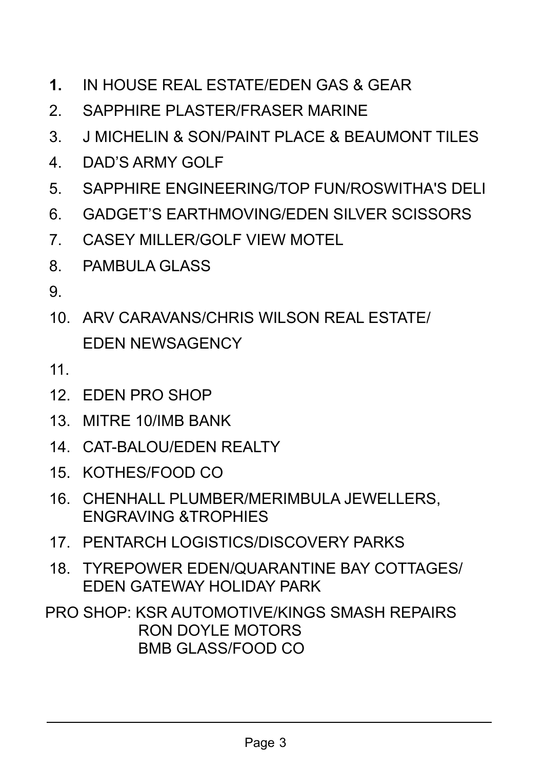1. IN HOUSE REAL ESTATE/EDEN GAS & GEAR
2. SAPPHIRE PLASTER/FRASER MARINE
3. J MICHELIN & SON/PAINT PLACE & BEAUMONT TILES
4. DAD'S ARMY GOLF
5. SAPPHIRE ENGINEERING/TOP FUN/ROSWITHA'S DELI
6. GADGET'S EARTHMOVING/EDEN SILVER SCISSORS
7. CASEY MILLER/GOLF VIEW MOTEL
8. PAMBULA GLASS
9. 
10. ARV CARAVANS/CHRIS WILSON REAL ESTATE/ EDEN NEWSAGENCY
11. 
12. EDEN PRO SHOP
13. MITRE 10/IMB BANK
14. CAT-BALOU/EDEN REALTY
15. KOTHES/FOOD CO
16. CHENHALL PLUMBER/MERIMBULA JEWELLERS, ENGRAVING &TROPHIES
17. PENTARCH LOGISTICS/DISCOVERY PARKS
18. TYREPOWER EDEN/QUARANTINE BAY COTTAGES/ EDEN GATEWAY HOLIDAY PARK

PRO SHOP: KSR AUTOMOTIVE/KINGS SMASH REPAIRS
RON DOYLE MOTORS
BMB GLASS/FOOD CO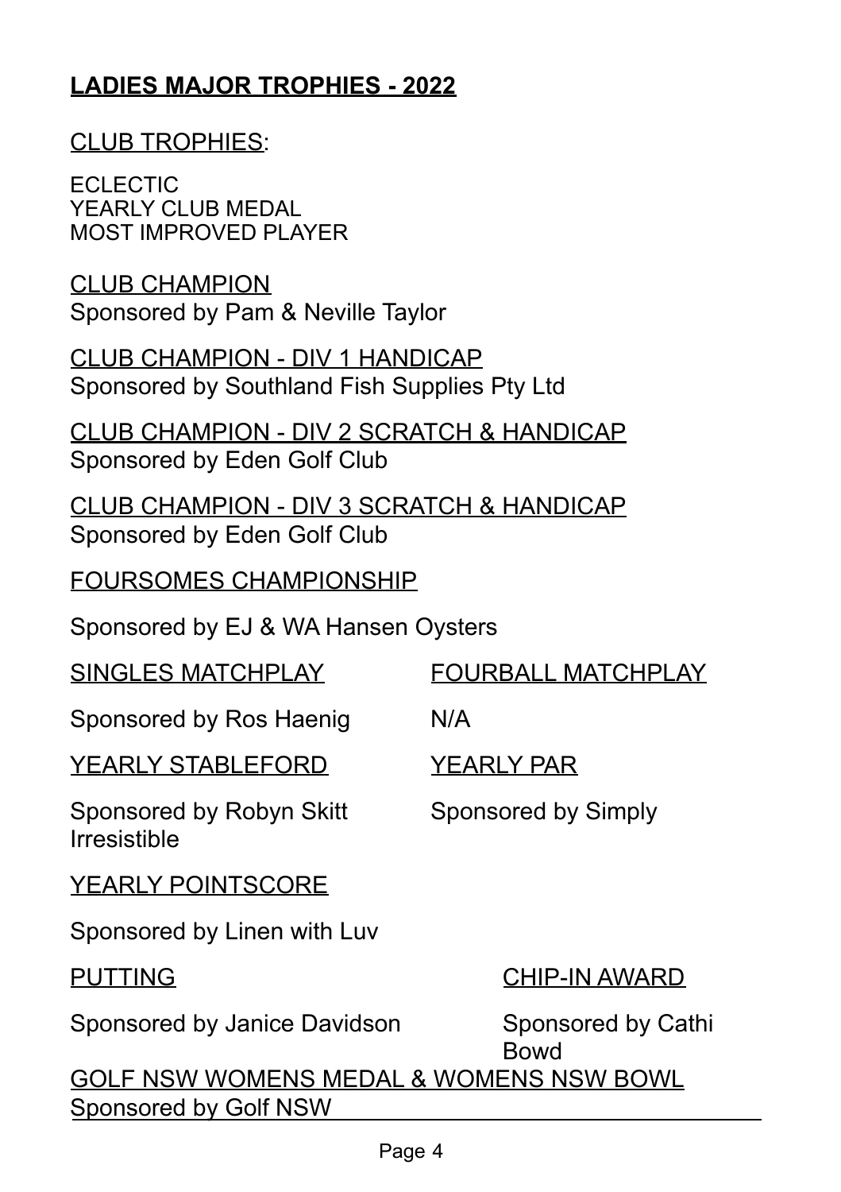# LADIES MAJOR TROPHIES - 2022

## CLUB TROPHIES:

ECLECTIC
YEARLY CLUB MEDAL
MOST IMPROVED PLAYER

CLUB CHAMPION
Sponsored by Pam & Neville Taylor

CLUB CHAMPION - DIV 1 HANDICAP
Sponsored by Southland Fish Supplies Pty Ltd

CLUB CHAMPION - DIV 2 SCRATCH & HANDICAP
Sponsored by Eden Golf Club

CLUB CHAMPION - DIV 3 SCRATCH & HANDICAP
Sponsored by Eden Golf Club

FOURSOMES CHAMPIONSHIP

Sponsored by EJ & WA Hansen Oysters

SINGLES MATCHPLAY

Sponsored by Ros Haenig

FOURBALL MATCHPLAY

N/A

YEARLY STABLEFORD

Sponsored by Robyn Skitt

YEARLY PAR

Sponsored by Simply Irresistible

YEARLY POINTSCORE

Sponsored by Linen with Luv

PUTTING

Sponsored by Janice Davidson

CHIP-IN AWARD

Sponsored by Cathi Bowd

GOLF NSW WOMENS MEDAL & WOMENS NSW BOWL
Sponsored by Golf NSW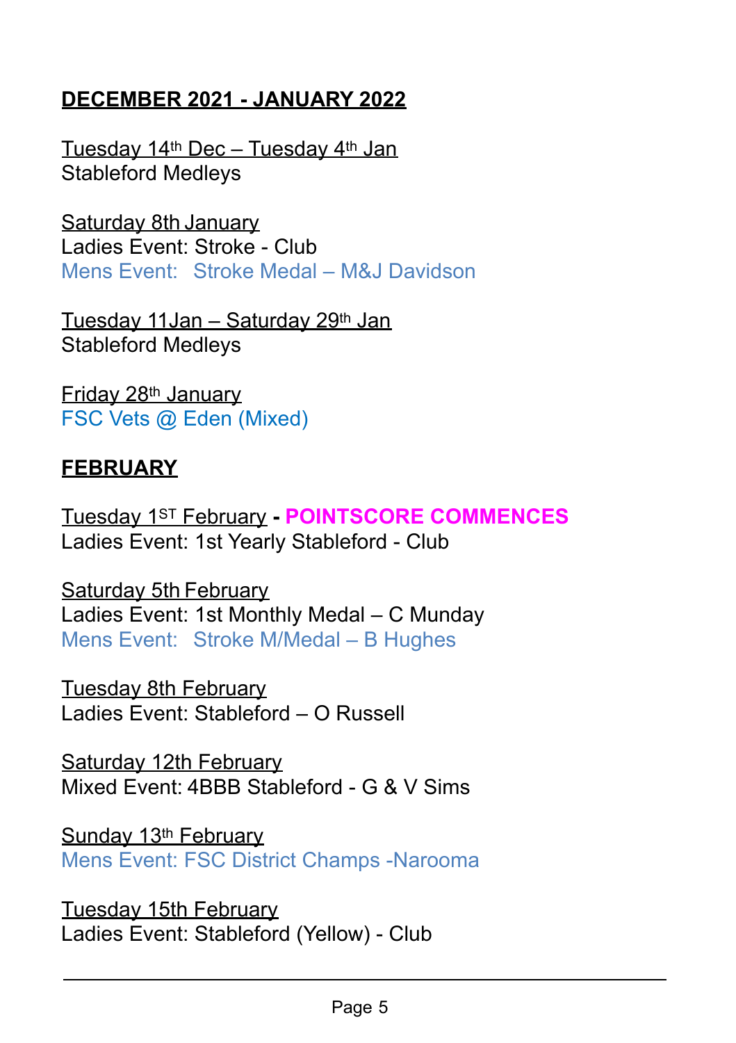## DECEMBER 2021 - JANUARY 2022

Tuesday 14th Dec – Tuesday 4th Jan
Stableford Medleys

Saturday 8th January
Ladies Event: Stroke - Club
Mens Event: Stroke Medal – M&J Davidson

Tuesday 11Jan – Saturday 29th Jan
Stableford Medleys

Friday 28th January
FSC Vets @ Eden (Mixed)

## FEBRUARY

Tuesday 1ST February - **POINTSCORE COMMENCES**
Ladies Event: 1st Yearly Stableford - Club

Saturday 5th February
Ladies Event: 1st Monthly Medal – C Munday
Mens Event: Stroke M/Medal – B Hughes

Tuesday 8th February
Ladies Event: Stableford – O Russell

Saturday 12th February
Mixed Event: 4BBB Stableford - G & V Sims

Sunday 13th February
Mens Event: FSC District Champs -Narooma

Tuesday 15th February
Ladies Event: Stableford (Yellow) - Club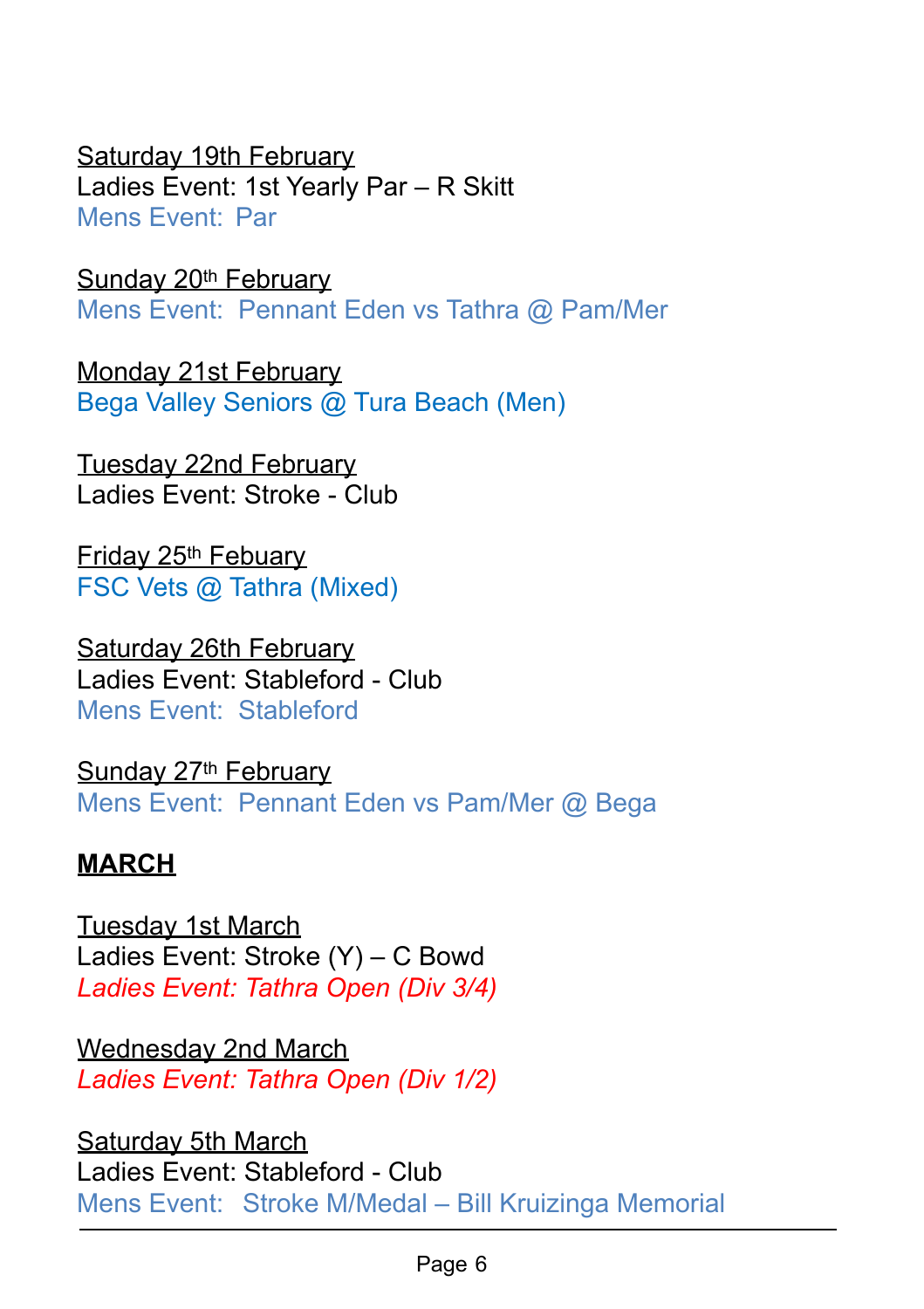<u>Saturday 19th February</u>
Ladies Event: 1st Yearly Par – R Skitt
Mens Event:  Par

<u>Sunday 20th February</u>
Mens Event:  Pennant Eden vs Tathra @ Pam/Mer

<u>Monday 21st February</u>
Bega Valley Seniors @ Tura Beach (Men)

<u>Tuesday 22nd February</u>
Ladies Event: Stroke - Club

<u>Friday 25th Febuary</u>
FSC Vets @ Tathra (Mixed)

<u>Saturday 26th February</u>
Ladies Event: Stableford - Club
Mens Event:  Stableford

<u>Sunday 27th February</u>
Mens Event:  Pennant Eden vs Pam/Mer @ Bega

## MARCH

<u>Tuesday 1st March</u>
Ladies Event: Stroke (Y) – C Bowd
*Ladies Event: Tathra Open (Div 3/4)*

<u>Wednesday 2nd March</u>
*Ladies Event: Tathra Open (Div 1/2)*

<u>Saturday 5th March</u>
Ladies Event: Stableford - Club
Mens Event:  Stroke M/Medal – Bill Kruizinga Memorial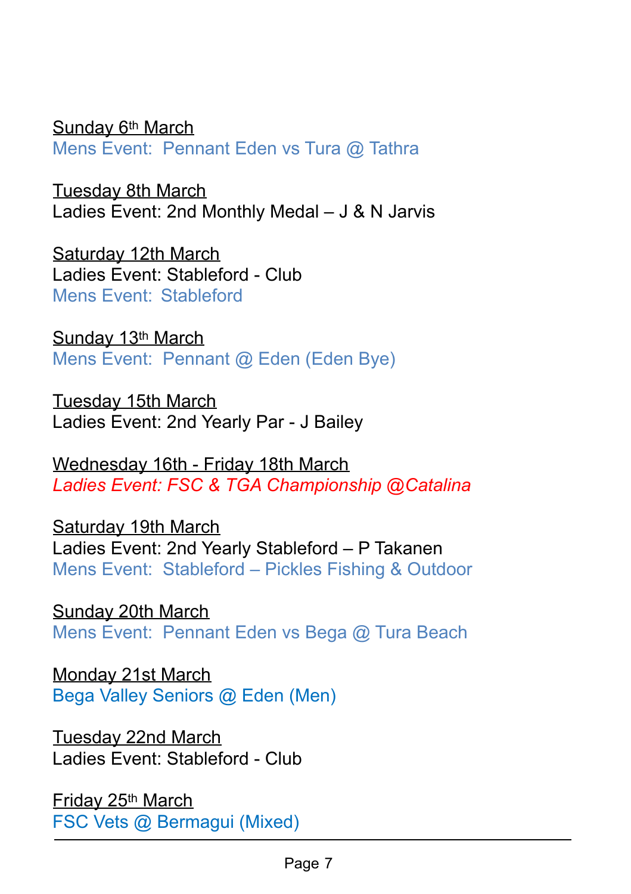Sunday 6th March
Mens Event:  Pennant Eden vs Tura @ Tathra

Tuesday 8th March
Ladies Event: 2nd Monthly Medal – J & N Jarvis

Saturday 12th March
Ladies Event: Stableford - Club
Mens Event:  Stableford

Sunday 13th March
Mens Event:  Pennant @ Eden (Eden Bye)

Tuesday 15th March
Ladies Event: 2nd Yearly Par - J Bailey

Wednesday 16th - Friday 18th March
*Ladies Event: FSC & TGA Championship @Catalina*

Saturday 19th March
Ladies Event: 2nd Yearly Stableford – P Takanen
Mens Event:  Stableford – Pickles Fishing & Outdoor

Sunday 20th March
Mens Event:  Pennant Eden vs Bega @ Tura Beach

Monday 21st March
Bega Valley Seniors @ Eden (Men)

Tuesday 22nd March
Ladies Event: Stableford - Club

Friday 25th March
FSC Vets @ Bermagui (Mixed)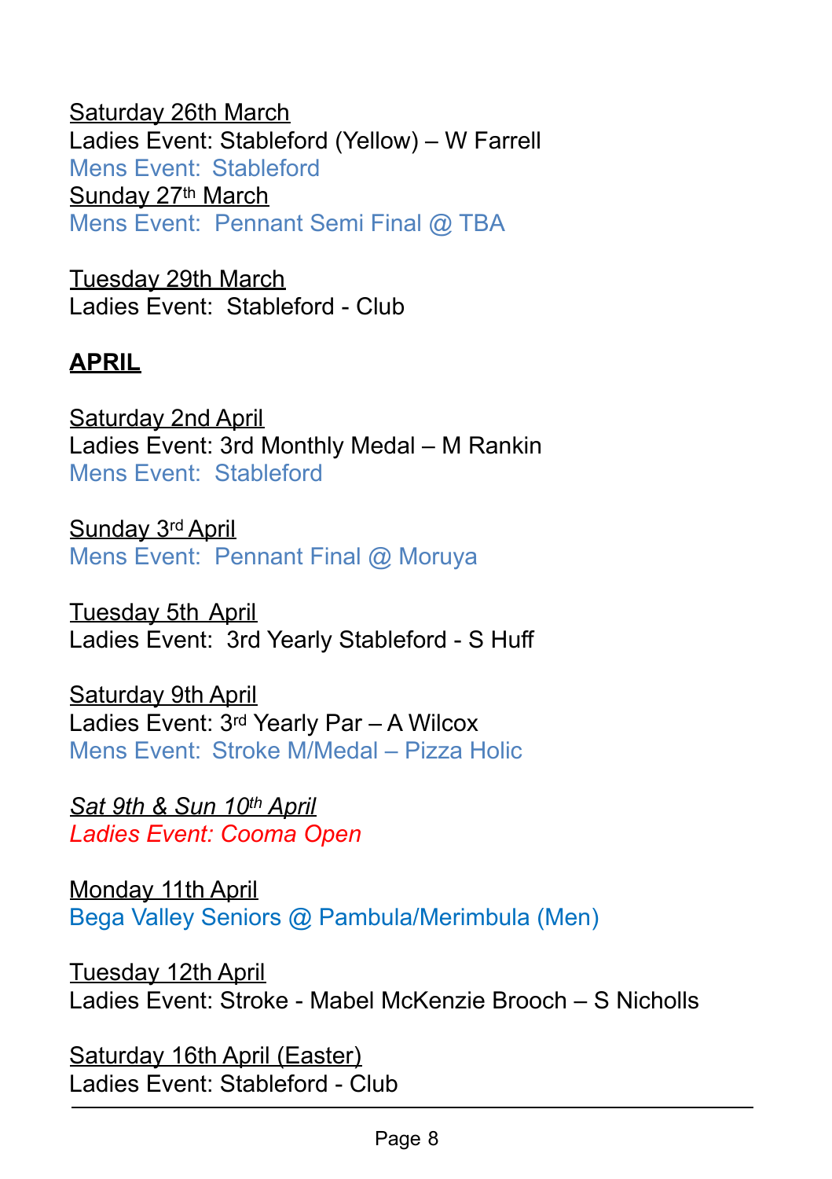<u>Saturday 26th March</u>
Ladies Event: Stableford (Yellow) – W Farrell
Mens Event:  Stableford
<u>Sunday 27th March</u>
Mens Event:  Pennant Semi Final @ TBA

<u>Tuesday 29th March</u>
Ladies Event:  Stableford - Club

## APRIL

<u>Saturday 2nd April</u>
Ladies Event: 3rd Monthly Medal – M Rankin
Mens Event:  Stableford

<u>Sunday 3rd April</u>
Mens Event:  Pennant Final @ Moruya

<u>Tuesday 5th April</u>
Ladies Event:  3rd Yearly Stableford - S Huff

<u>Saturday 9th April</u>
Ladies Event: 3rd Yearly Par – A Wilcox
Mens Event:  Stroke M/Medal – Pizza Holic

*<u>Sat 9th & Sun 10th April</u>*
*Ladies Event: Cooma Open*

<u>Monday 11th April</u>
Bega Valley Seniors @ Pambula/Merimbula (Men)

<u>Tuesday 12th April</u>
Ladies Event: Stroke - Mabel McKenzie Brooch – S Nicholls

<u>Saturday 16th April (Easter)</u>
Ladies Event: Stableford - Club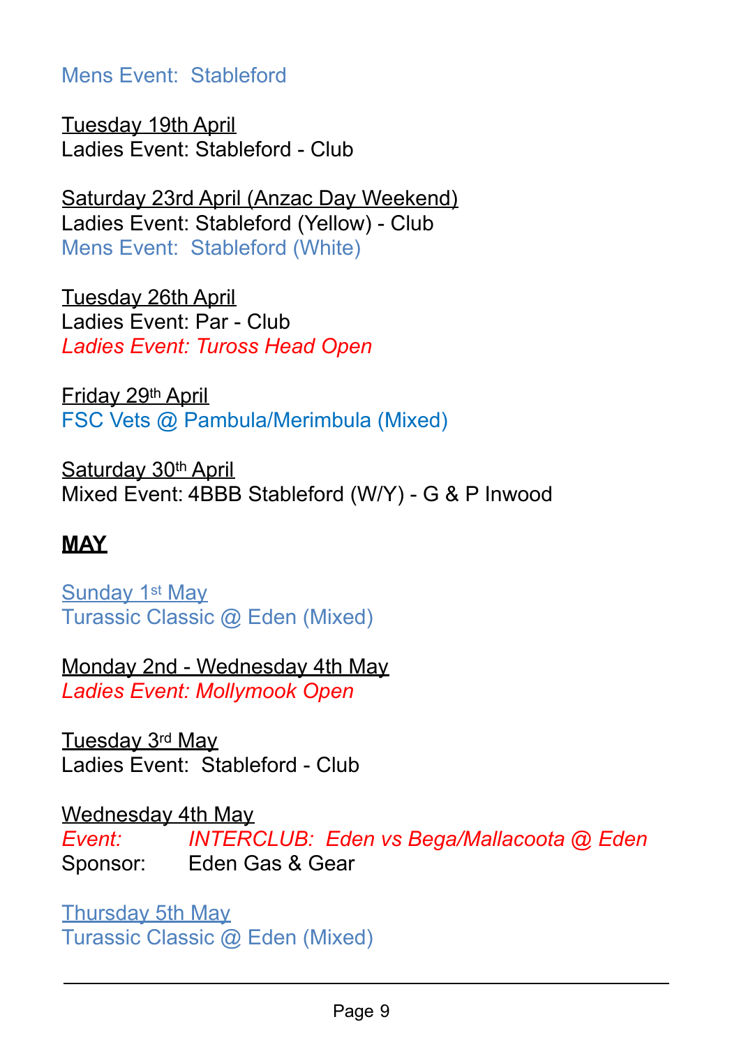Mens Event:  Stableford

Tuesday 19th April
Ladies Event: Stableford - Club

Saturday 23rd April (Anzac Day Weekend)
Ladies Event: Stableford (Yellow) - Club
Mens Event:  Stableford (White)

Tuesday 26th April
Ladies Event: Par - Club
*Ladies Event: Tuross Head Open*

Friday 29th April
FSC Vets @ Pambula/Merimbula (Mixed)

Saturday 30th April
Mixed Event: 4BBB Stableford (W/Y) - G & P Inwood

**MAY**

Sunday 1st May
Turassic Classic @ Eden (Mixed)

Monday 2nd - Wednesday 4th May
*Ladies Event: Mollymook Open*

Tuesday 3rd May
Ladies Event:  Stableford - Club

Wednesday 4th May
*Event:* *INTERCLUB:  Eden vs Bega/Mallacoota @ Eden*
Sponsor: Eden Gas & Gear

Thursday 5th May
Turassic Classic @ Eden (Mixed)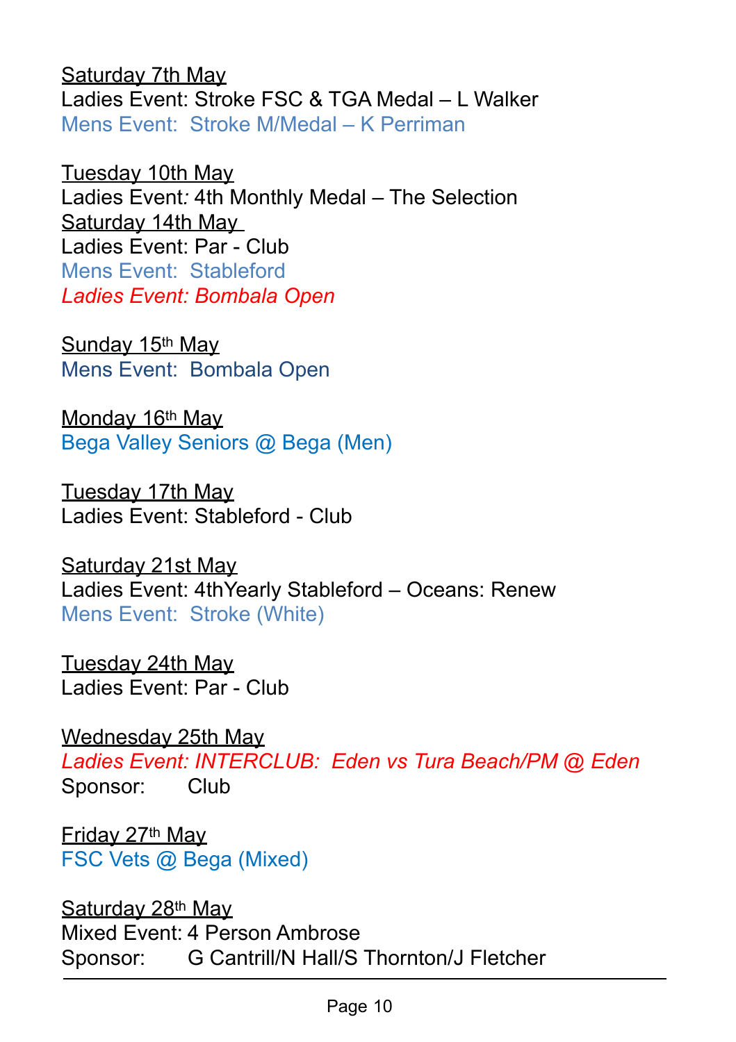Saturday 7th May
Ladies Event: Stroke FSC & TGA Medal – L Walker
Mens Event: Stroke M/Medal – K Perriman

Tuesday 10th May
Ladies Event: 4th Monthly Medal – The Selection
Saturday 14th May
Ladies Event: Par - Club
Mens Event: Stableford
*Ladies Event: Bombala Open*

Sunday 15th May
Mens Event: Bombala Open

Monday 16th May
Bega Valley Seniors @ Bega (Men)

Tuesday 17th May
Ladies Event: Stableford - Club

Saturday 21st May
Ladies Event: 4thYearly Stableford – Oceans: Renew
Mens Event: Stroke (White)

Tuesday 24th May
Ladies Event: Par - Club

Wednesday 25th May
*Ladies Event: INTERCLUB: Eden vs Tura Beach/PM @ Eden*
Sponsor: Club

Friday 27th May
FSC Vets @ Bega (Mixed)

Saturday 28th May
Mixed Event: 4 Person Ambrose
Sponsor: G Cantrill/N Hall/S Thornton/J Fletcher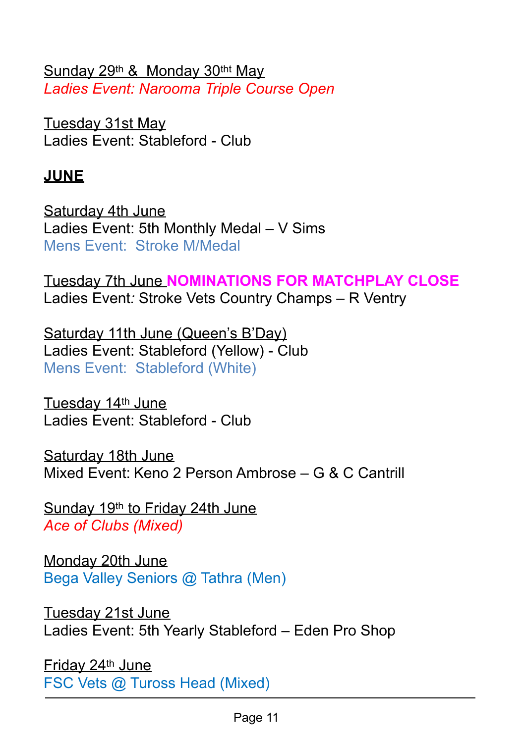Sunday 29th & Monday 30tht May
*Ladies Event: Narooma Triple Course Open*

Tuesday 31st May
Ladies Event: Stableford - Club

## JUNE

Saturday 4th June
Ladies Event: 5th Monthly Medal – V Sims
Mens Event: Stroke M/Medal

Tuesday 7th June **NOMINATIONS FOR MATCHPLAY CLOSE**
Ladies Event: Stroke Vets Country Champs – R Ventry

Saturday 11th June (Queen's B'Day)
Ladies Event: Stableford (Yellow) - Club
Mens Event: Stableford (White)

Tuesday 14th June
Ladies Event: Stableford - Club

Saturday 18th June
Mixed Event: Keno 2 Person Ambrose – G & C Cantrill

Sunday 19th to Friday 24th June
*Ace of Clubs (Mixed)*

Monday 20th June
Bega Valley Seniors @ Tathra (Men)

Tuesday 21st June
Ladies Event: 5th Yearly Stableford – Eden Pro Shop

Friday 24th June
FSC Vets @ Tuross Head (Mixed)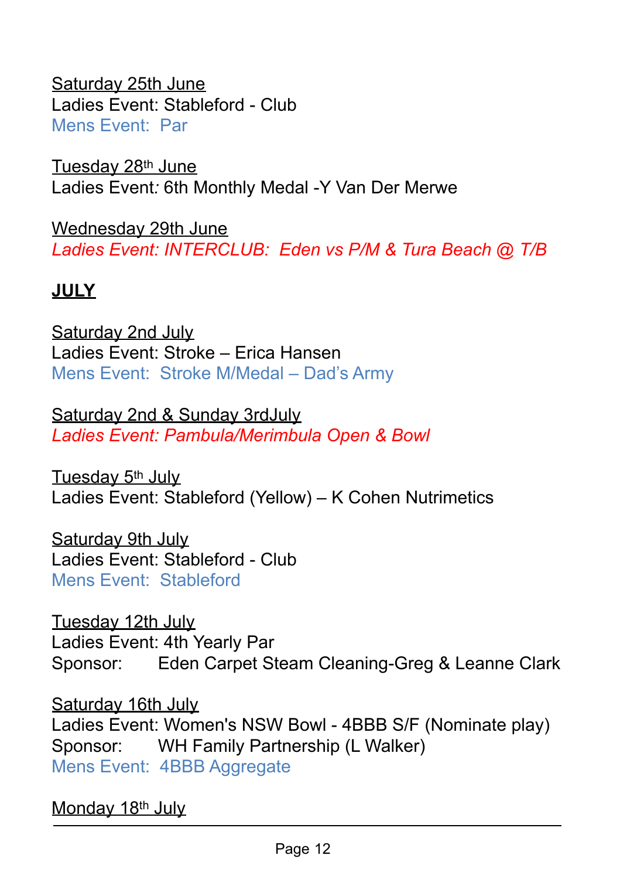Saturday 25th June
Ladies Event: Stableford - Club
Mens Event:  Par

Tuesday 28th June
Ladies Event: 6th Monthly Medal -Y Van Der Merwe

Wednesday 29th June
*Ladies Event: INTERCLUB:  Eden vs P/M & Tura Beach @ T/B*

**JULY**

Saturday 2nd July
Ladies Event: Stroke – Erica Hansen
Mens Event:  Stroke M/Medal – Dad's Army

Saturday 2nd & Sunday 3rdJuly
*Ladies Event: Pambula/Merimbula Open & Bowl*

Tuesday 5th July
Ladies Event: Stableford (Yellow) – K Cohen Nutrimetics

Saturday 9th July
Ladies Event: Stableford - Club
Mens Event:  Stableford

Tuesday 12th July
Ladies Event: 4th Yearly Par
Sponsor: Eden Carpet Steam Cleaning-Greg & Leanne Clark

Saturday 16th July
Ladies Event: Women's NSW Bowl - 4BBB S/F (Nominate play)
Sponsor: WH Family Partnership (L Walker)
Mens Event:  4BBB Aggregate

Monday 18th July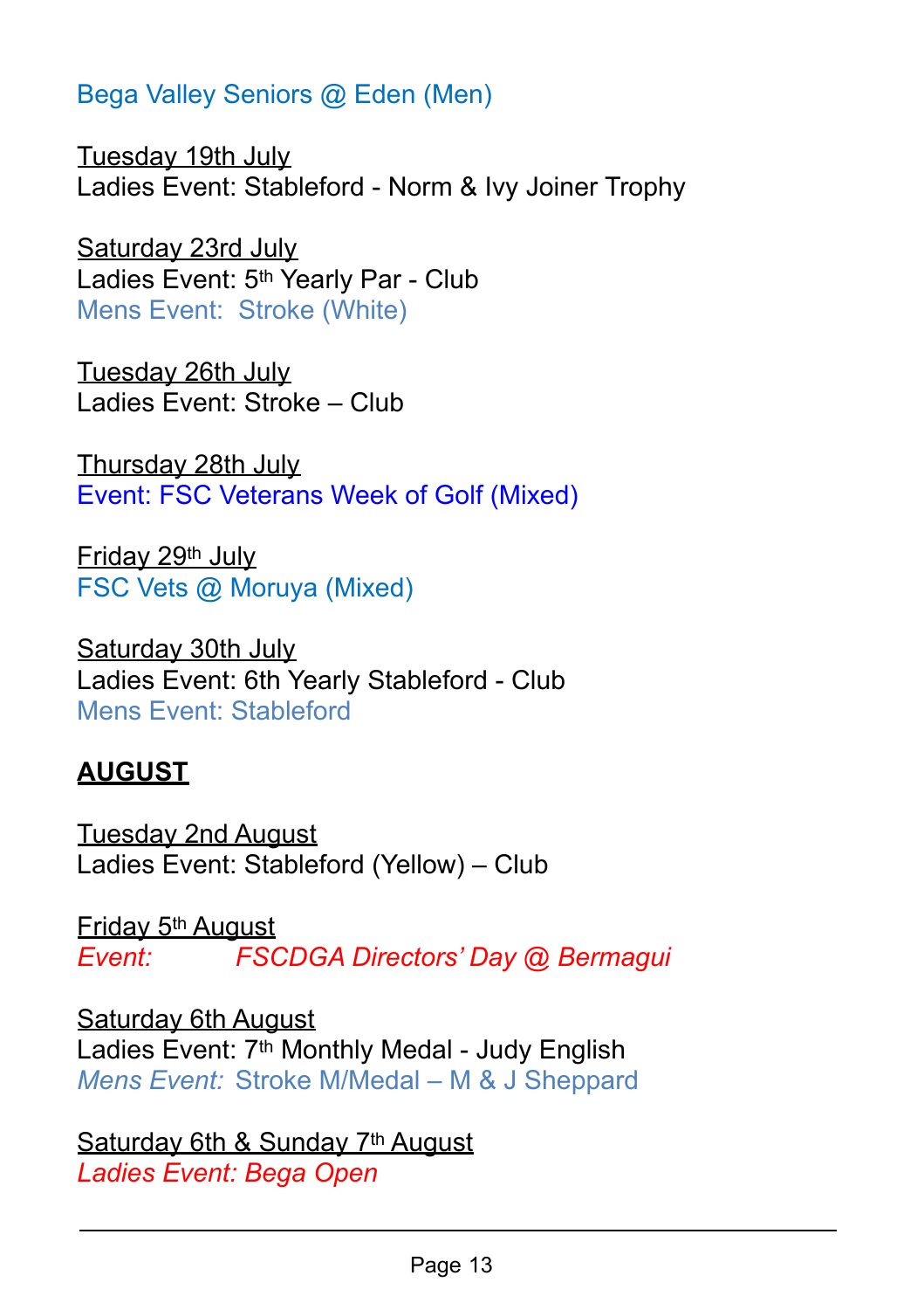Bega Valley Seniors @ Eden (Men)

Tuesday 19th July
Ladies Event: Stableford - Norm & Ivy Joiner Trophy

Saturday 23rd July
Ladies Event: 5th Yearly Par - Club
Mens Event:  Stroke (White)

Tuesday 26th July
Ladies Event: Stroke – Club

Thursday 28th July
Event: FSC Veterans Week of Golf (Mixed)

Friday 29th July
FSC Vets @ Moruya (Mixed)

Saturday 30th July
Ladies Event: 6th Yearly Stableford - Club
Mens Event: Stableford

**AUGUST**

Tuesday 2nd August
Ladies Event: Stableford (Yellow) – Club

Friday 5th August
*Event: FSCDGA Directors' Day @ Bermagui*

Saturday 6th August
Ladies Event: 7th Monthly Medal - Judy English
*Mens Event:* Stroke M/Medal – M & J Sheppard

Saturday 6th & Sunday 7th August
*Ladies Event: Bega Open*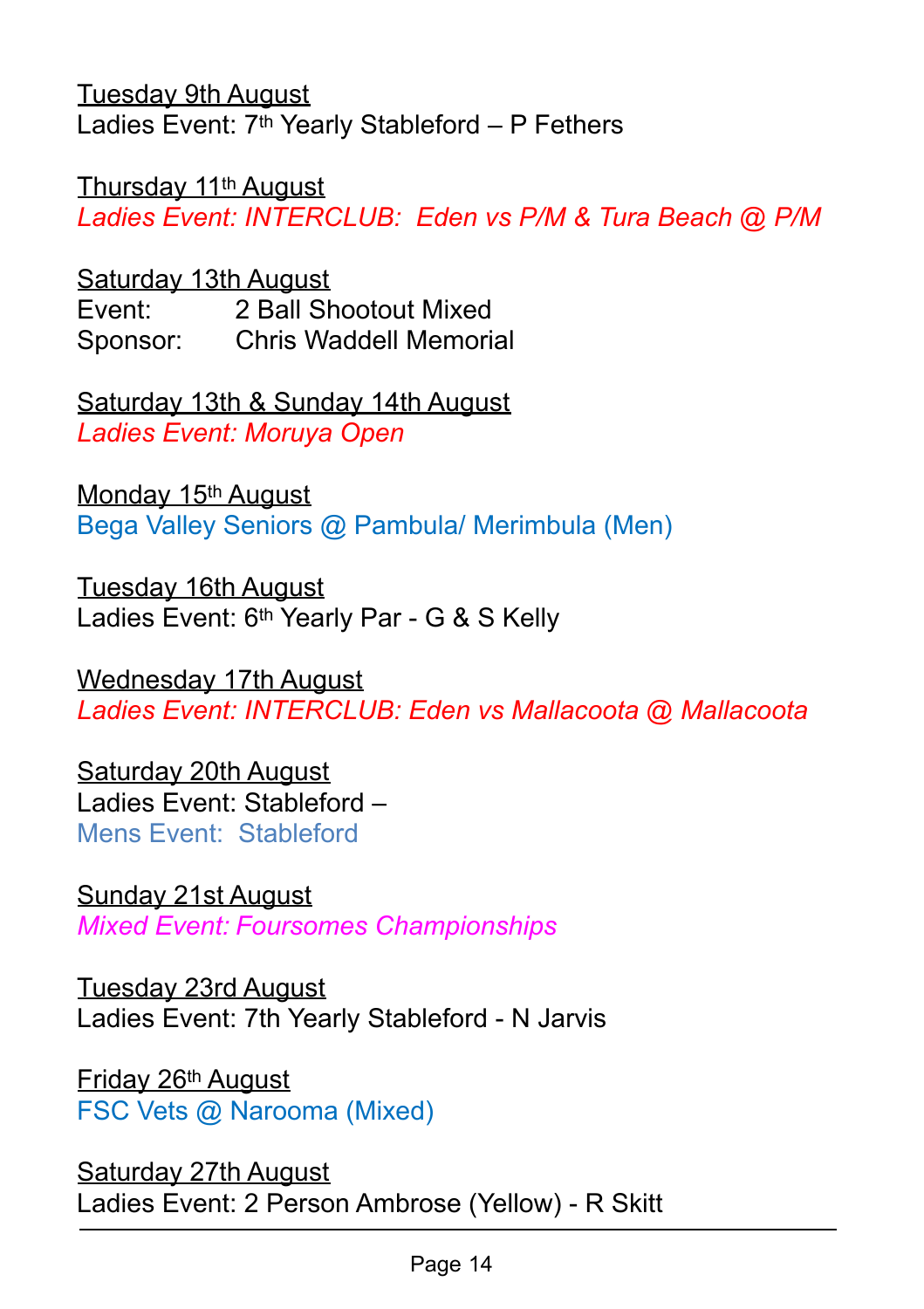Tuesday 9th August
Ladies Event: 7th Yearly Stableford – P Fethers

Thursday 11th August
*Ladies Event: INTERCLUB: Eden vs P/M & Tura Beach @ P/M*

Saturday 13th August
Event: 2 Ball Shootout Mixed
Sponsor: Chris Waddell Memorial

Saturday 13th & Sunday 14th August
*Ladies Event: Moruya Open*

Monday 15th August
Bega Valley Seniors @ Pambula/ Merimbula (Men)

Tuesday 16th August
Ladies Event: 6th Yearly Par - G & S Kelly

Wednesday 17th August
*Ladies Event: INTERCLUB: Eden vs Mallacoota @ Mallacoota*

Saturday 20th August
Ladies Event: Stableford –
Mens Event: Stableford

Sunday 21st August
*Mixed Event: Foursomes Championships*

Tuesday 23rd August
Ladies Event: 7th Yearly Stableford - N Jarvis

Friday 26th August
FSC Vets @ Narooma (Mixed)

Saturday 27th August
Ladies Event: 2 Person Ambrose (Yellow) - R Skitt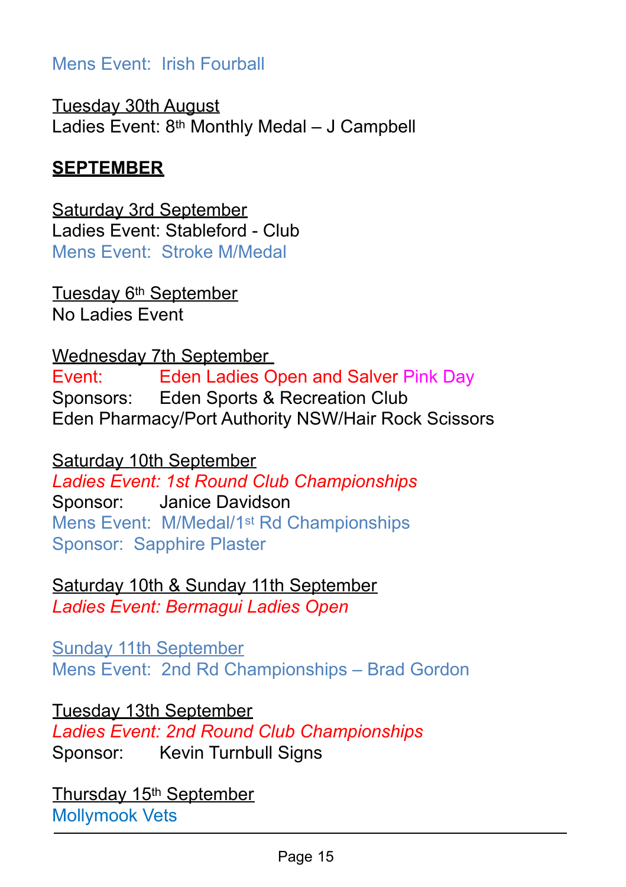Mens Event:  Irish Fourball

Tuesday 30th August
Ladies Event: 8th Monthly Medal – J Campbell

**SEPTEMBER**

Saturday 3rd September
Ladies Event: Stableford - Club
Mens Event:  Stroke M/Medal

Tuesday 6th September
No Ladies Event

Wednesday 7th September
Event: Eden Ladies Open and Salver Pink Day
Sponsors: Eden Sports & Recreation Club
Eden Pharmacy/Port Authority NSW/Hair Rock Scissors

Saturday 10th September
*Ladies Event: 1st Round Club Championships*
Sponsor: Janice Davidson
Mens Event:  M/Medal/1st Rd Championships
Sponsor:  Sapphire Plaster

Saturday 10th & Sunday 11th September
*Ladies Event: Bermagui Ladies Open*

Sunday 11th September
Mens Event:  2nd Rd Championships – Brad Gordon

Tuesday 13th September
*Ladies Event: 2nd Round Club Championships*
Sponsor: Kevin Turnbull Signs

Thursday 15th September
Mollymook Vets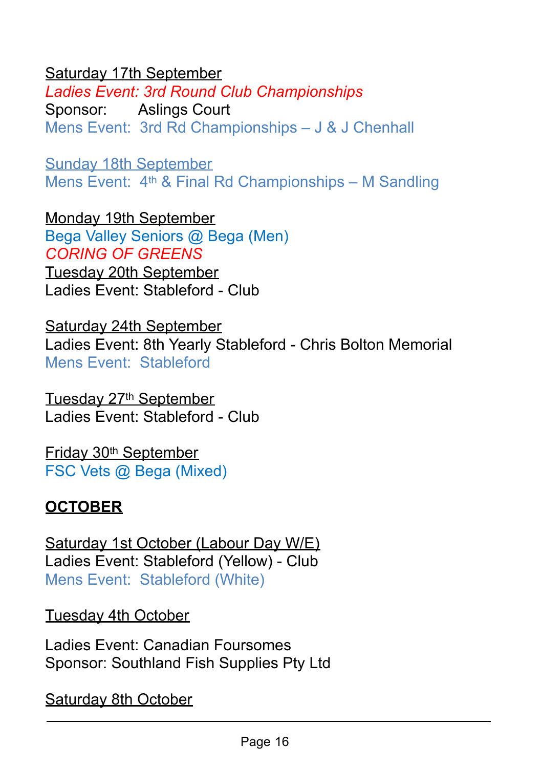Saturday 17th September
*Ladies Event: 3rd Round Club Championships*
Sponsor: Aslings Court
Mens Event: 3rd Rd Championships – J & J Chenhall

Sunday 18th September
Mens Event: 4th & Final Rd Championships – M Sandling

Monday 19th September
Bega Valley Seniors @ Bega (Men)
*CORING OF GREENS*

Tuesday 20th September
Ladies Event: Stableford - Club

Saturday 24th September
Ladies Event: 8th Yearly Stableford - Chris Bolton Memorial
Mens Event: Stableford

Tuesday 27th September
Ladies Event: Stableford - Club

Friday 30th September
FSC Vets @ Bega (Mixed)

## OCTOBER

Saturday 1st October (Labour Day W/E)
Ladies Event: Stableford (Yellow) - Club
Mens Event: Stableford (White)

Tuesday 4th October

Ladies Event: Canadian Foursomes
Sponsor: Southland Fish Supplies Pty Ltd

Saturday 8th October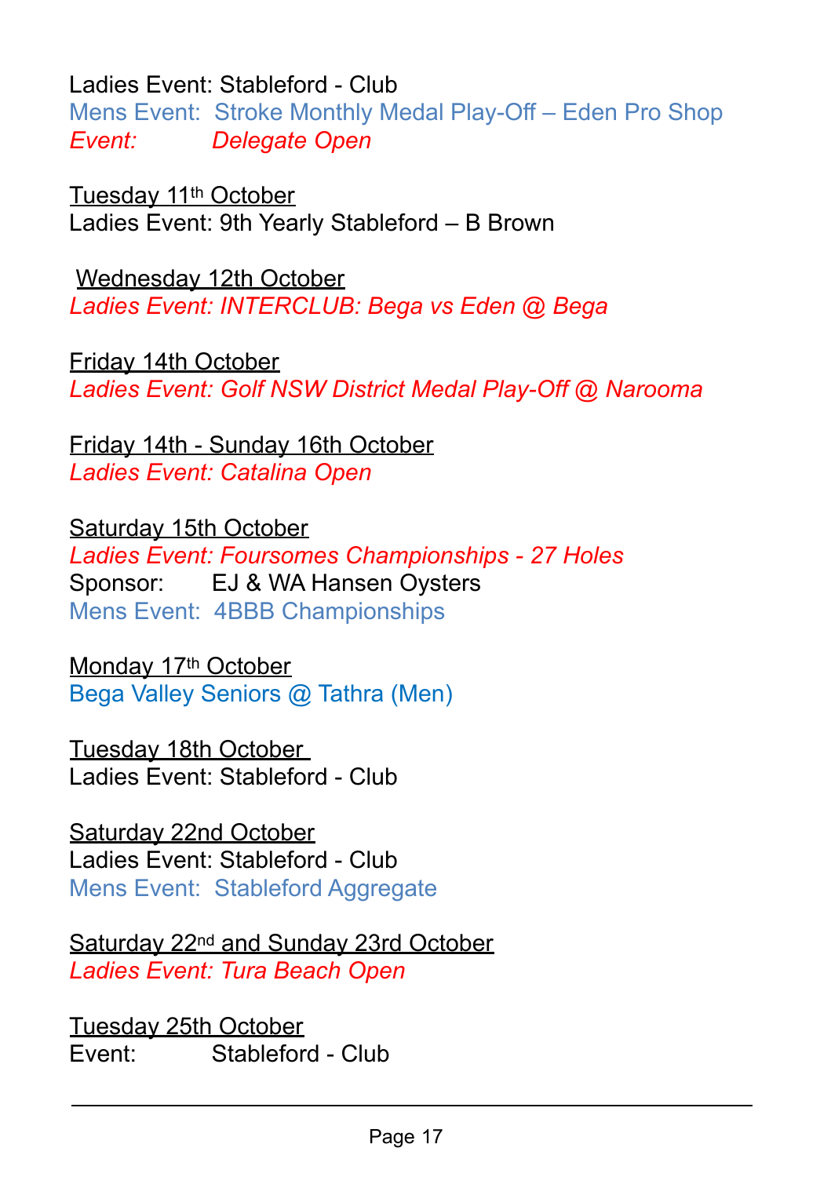Ladies Event: Stableford - Club
Mens Event: Stroke Monthly Medal Play-Off – Eden Pro Shop
*Event: Delegate Open*

Tuesday 11th October
Ladies Event: 9th Yearly Stableford – B Brown

Wednesday 12th October
*Ladies Event: INTERCLUB: Bega vs Eden @ Bega*

Friday 14th October
*Ladies Event: Golf NSW District Medal Play-Off @ Narooma*

Friday 14th - Sunday 16th October
*Ladies Event: Catalina Open*

Saturday 15th October
*Ladies Event: Foursomes Championships - 27 Holes*
Sponsor: EJ & WA Hansen Oysters
Mens Event: 4BBB Championships

Monday 17th October
Bega Valley Seniors @ Tathra (Men)

Tuesday 18th October
Ladies Event: Stableford - Club

Saturday 22nd October
Ladies Event: Stableford - Club
Mens Event: Stableford Aggregate

Saturday 22nd and Sunday 23rd October
*Ladies Event: Tura Beach Open*

Tuesday 25th October
Event: Stableford - Club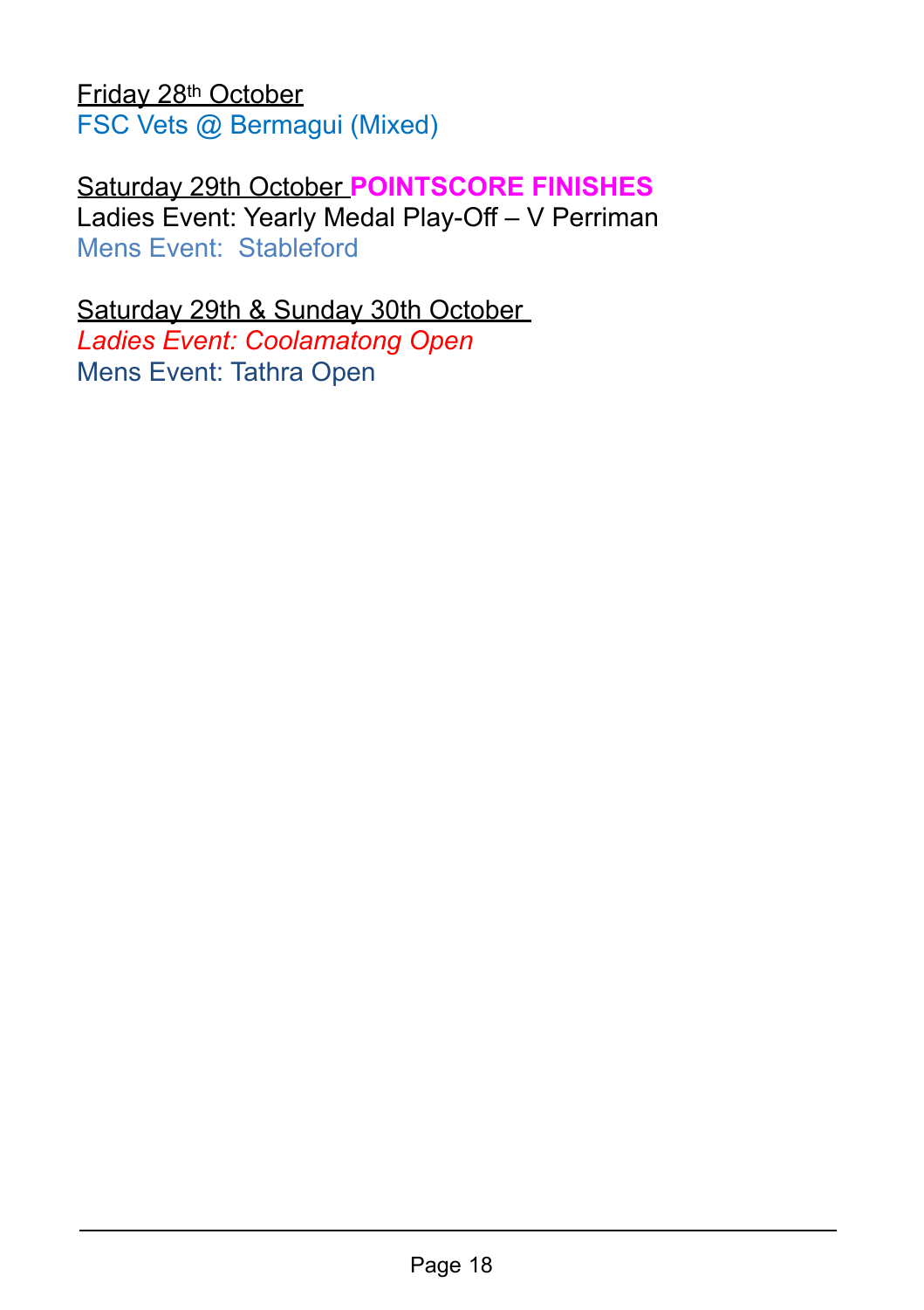Friday 28th October
FSC Vets @ Bermagui (Mixed)

Saturday 29th October **POINTSCORE FINISHES**
Ladies Event: Yearly Medal Play-Off – V Perriman
Mens Event:  Stableford

Saturday 29th & Sunday 30th October
*Ladies Event: Coolamatong Open*
Mens Event: Tathra Open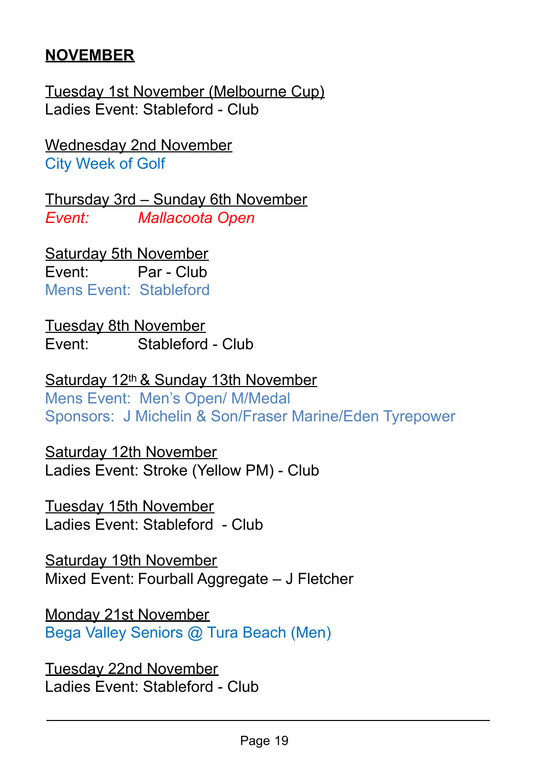**NOVEMBER**

Tuesday 1st November (Melbourne Cup)
Ladies Event: Stableford - Club

Wednesday 2nd November
City Week of Golf

Thursday 3rd – Sunday 6th November
*Event: Mallacoota Open*

Saturday 5th November
Event: Par - Club
Mens Event: Stableford

Tuesday 8th November
Event: Stableford - Club

Saturday 12th & Sunday 13th November
Mens Event: Men's Open/ M/Medal
Sponsors: J Michelin & Son/Fraser Marine/Eden Tyrepower

Saturday 12th November
Ladies Event: Stroke (Yellow PM) - Club

Tuesday 15th November
Ladies Event: Stableford - Club

Saturday 19th November
Mixed Event: Fourball Aggregate – J Fletcher

Monday 21st November
Bega Valley Seniors @ Tura Beach (Men)

Tuesday 22nd November
Ladies Event: Stableford - Club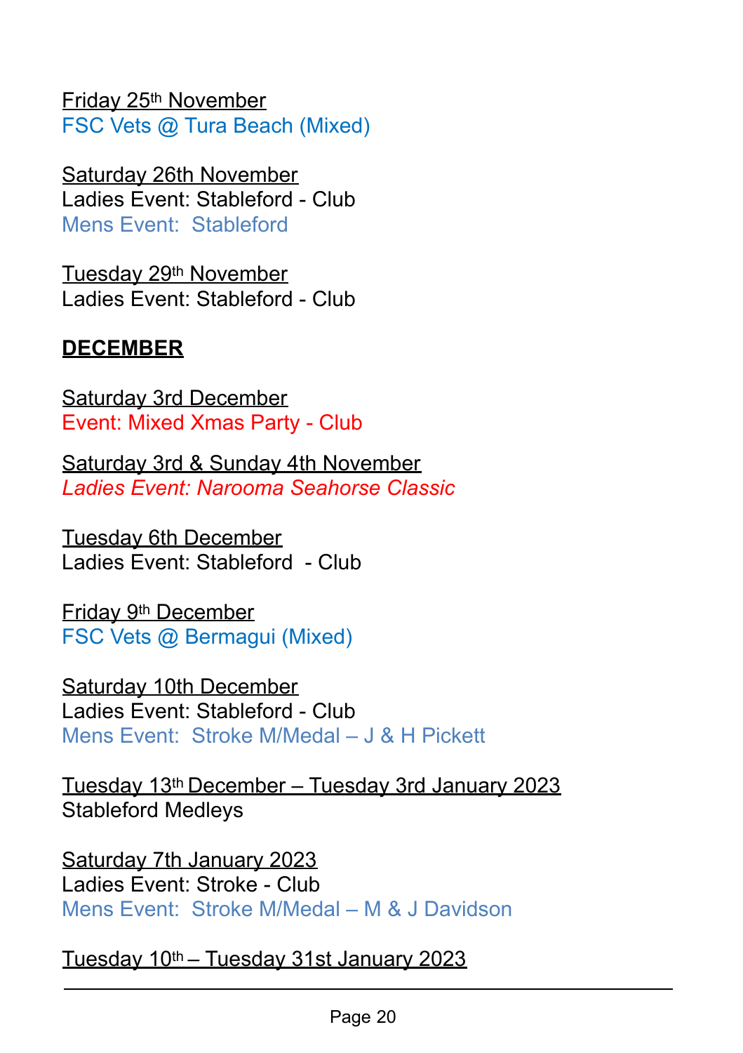Friday 25th November
FSC Vets @ Tura Beach (Mixed)

Saturday 26th November
Ladies Event: Stableford - Club
Mens Event: Stableford

Tuesday 29th November
Ladies Event: Stableford - Club

**DECEMBER**

Saturday 3rd December
Event: Mixed Xmas Party - Club

Saturday 3rd & Sunday 4th November
*Ladies Event: Narooma Seahorse Classic*

Tuesday 6th December
Ladies Event: Stableford - Club

Friday 9th December
FSC Vets @ Bermagui (Mixed)

Saturday 10th December
Ladies Event: Stableford - Club
Mens Event: Stroke M/Medal – J & H Pickett

Tuesday 13th December – Tuesday 3rd January 2023
Stableford Medleys

Saturday 7th January 2023
Ladies Event: Stroke - Club
Mens Event: Stroke M/Medal – M & J Davidson

Tuesday 10th – Tuesday 31st January 2023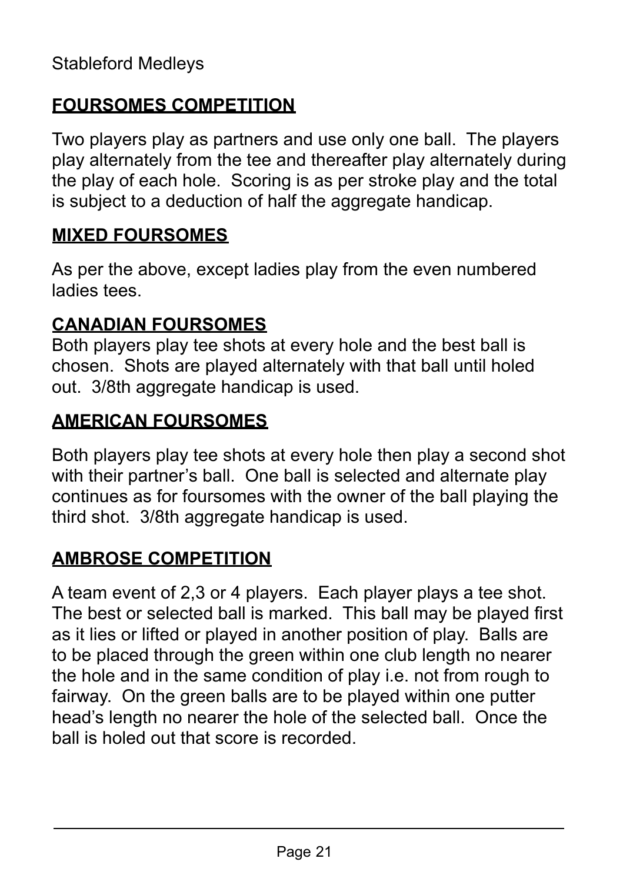Stableford Medleys

## FOURSOMES COMPETITION

Two players play as partners and use only one ball. The players play alternately from the tee and thereafter play alternately during the play of each hole. Scoring is as per stroke play and the total is subject to a deduction of half the aggregate handicap.

## MIXED FOURSOMES

As per the above, except ladies play from the even numbered ladies tees.

## CANADIAN FOURSOMES

Both players play tee shots at every hole and the best ball is chosen. Shots are played alternately with that ball until holed out. 3/8th aggregate handicap is used.

## AMERICAN FOURSOMES

Both players play tee shots at every hole then play a second shot with their partner's ball. One ball is selected and alternate play continues as for foursomes with the owner of the ball playing the third shot. 3/8th aggregate handicap is used.

## AMBROSE COMPETITION

A team event of 2,3 or 4 players. Each player plays a tee shot. The best or selected ball is marked. This ball may be played first as it lies or lifted or played in another position of play. Balls are to be placed through the green within one club length no nearer the hole and in the same condition of play i.e. not from rough to fairway. On the green balls are to be played within one putter head's length no nearer the hole of the selected ball. Once the ball is holed out that score is recorded.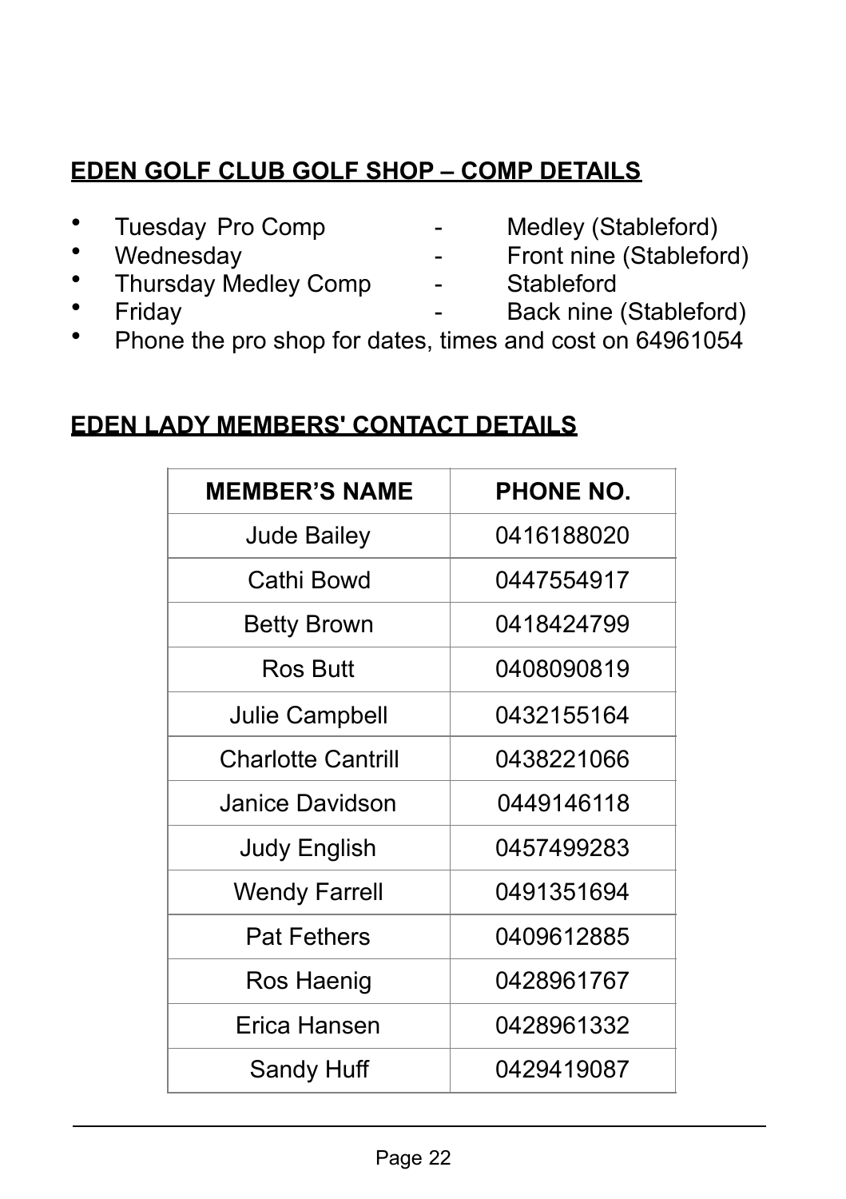## EDEN GOLF CLUB GOLF SHOP – COMP DETAILS

- Tuesday Pro Comp - Medley (Stableford)
- Wednesday - Front nine (Stableford)
- Thursday Medley Comp - Stableford
- Friday - Back nine (Stableford)
- Phone the pro shop for dates, times and cost on 64961054

## EDEN LADY MEMBERS' CONTACT DETAILS

| MEMBER'S NAME | PHONE NO. |
|---|---|
| Jude Bailey | 0416188020 |
| Cathi Bowd | 0447554917 |
| Betty Brown | 0418424799 |
| Ros Butt | 0408090819 |
| Julie Campbell | 0432155164 |
| Charlotte Cantrill | 0438221066 |
| Janice Davidson | 0449146118 |
| Judy English | 0457499283 |
| Wendy Farrell | 0491351694 |
| Pat Fethers | 0409612885 |
| Ros Haenig | 0428961767 |
| Erica Hansen | 0428961332 |
| Sandy Huff | 0429419087 |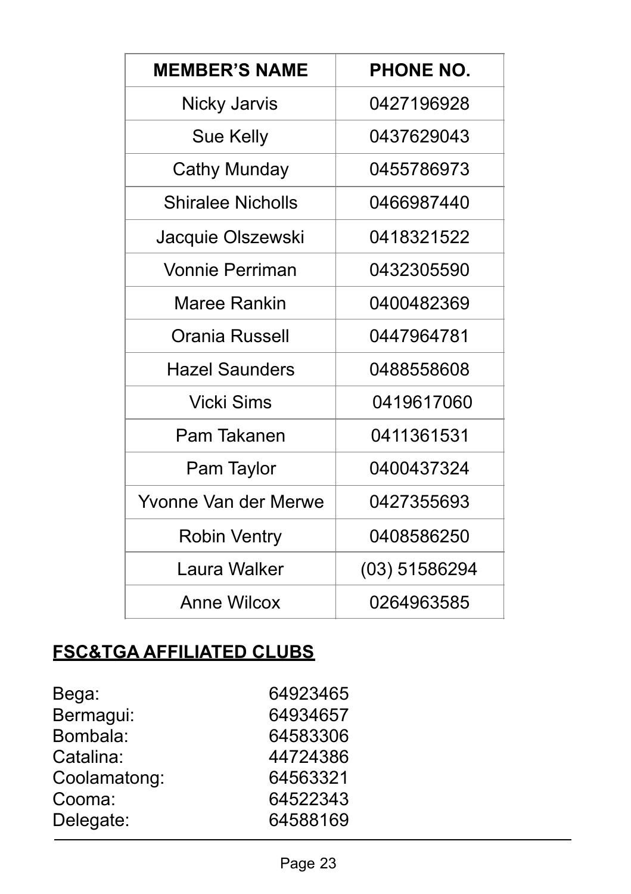| MEMBER'S NAME | PHONE NO. |
|---|---|
| Nicky Jarvis | 0427196928 |
| Sue Kelly | 0437629043 |
| Cathy Munday | 0455786973 |
| Shiralee Nicholls | 0466987440 |
| Jacquie Olszewski | 0418321522 |
| Vonnie Perriman | 0432305590 |
| Maree Rankin | 0400482369 |
| Orania Russell | 0447964781 |
| Hazel Saunders | 0488558608 |
| Vicki Sims | 0419617060 |
| Pam Takanen | 0411361531 |
| Pam Taylor | 0400437324 |
| Yvonne Van der Merwe | 0427355693 |
| Robin Ventry | 0408586250 |
| Laura Walker | (03) 51586294 |
| Anne Wilcox | 0264963585 |

## FSC&TGA AFFILIATED CLUBS

| | |
|---|---|
| Bega: | 64923465 |
| Bermagui: | 64934657 |
| Bombala: | 64583306 |
| Catalina: | 44724386 |
| Coolamatong: | 64563321 |
| Cooma: | 64522343 |
| Delegate: | 64588169 |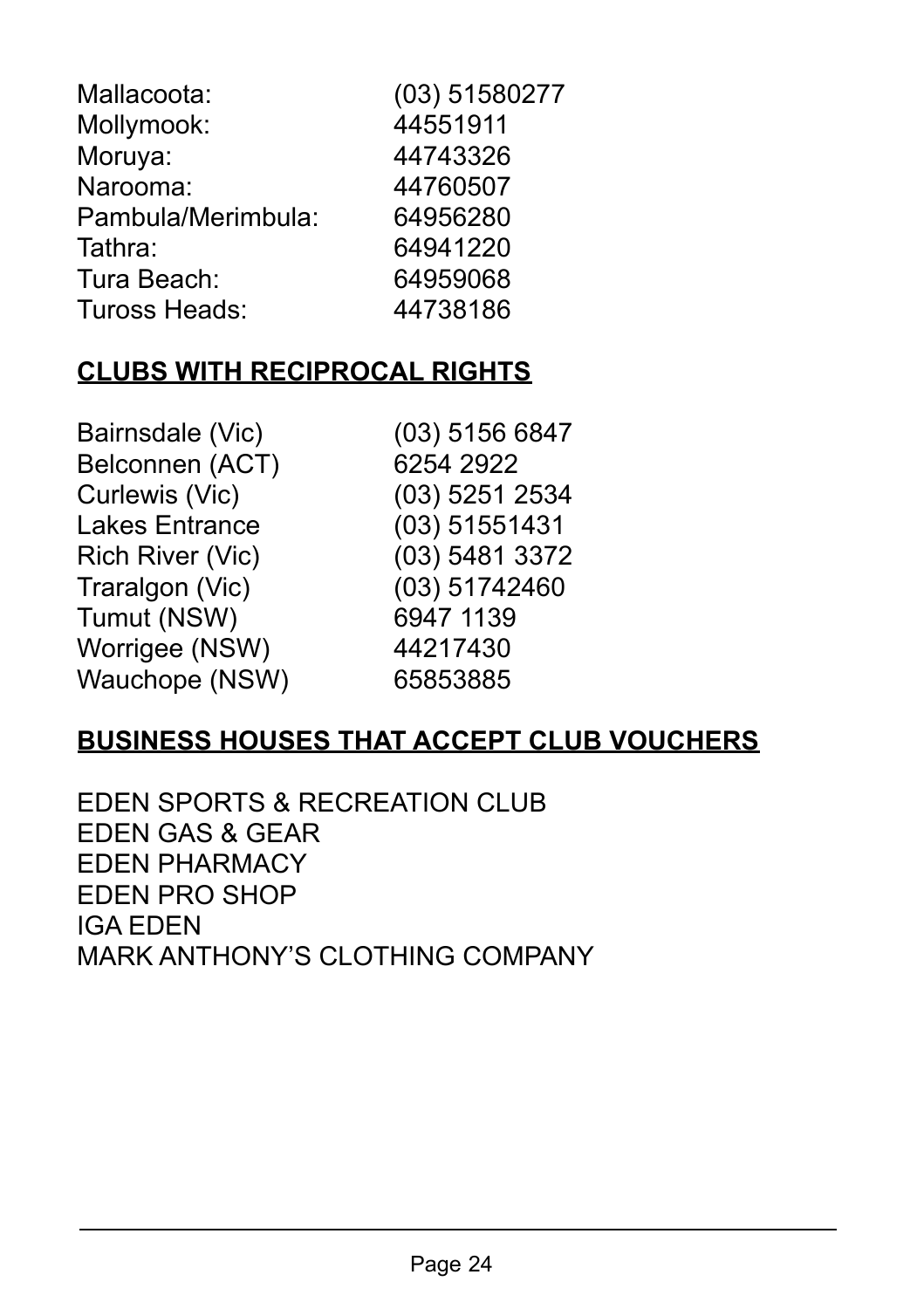| | |
|---|---|
| Mallacoota: | (03) 51580277 |
| Mollymook: | 44551911 |
| Moruya: | 44743326 |
| Narooma: | 44760507 |
| Pambula/Merimbula: | 64956280 |
| Tathra: | 64941220 |
| Tura Beach: | 64959068 |
| Tuross Heads: | 44738186 |

## CLUBS WITH RECIPROCAL RIGHTS

| | |
|---|---|
| Bairnsdale (Vic) | (03) 5156 6847 |
| Belconnen (ACT) | 6254 2922 |
| Curlewis (Vic) | (03) 5251 2534 |
| Lakes Entrance | (03) 51551431 |
| Rich River (Vic) | (03) 5481 3372 |
| Traralgon (Vic) | (03) 51742460 |
| Tumut (NSW) | 6947 1139 |
| Worrigee (NSW) | 44217430 |
| Wauchope (NSW) | 65853885 |

## BUSINESS HOUSES THAT ACCEPT CLUB VOUCHERS

EDEN SPORTS & RECREATION CLUB
EDEN GAS & GEAR
EDEN PHARMACY
EDEN PRO SHOP
IGA EDEN
MARK ANTHONY'S CLOTHING COMPANY